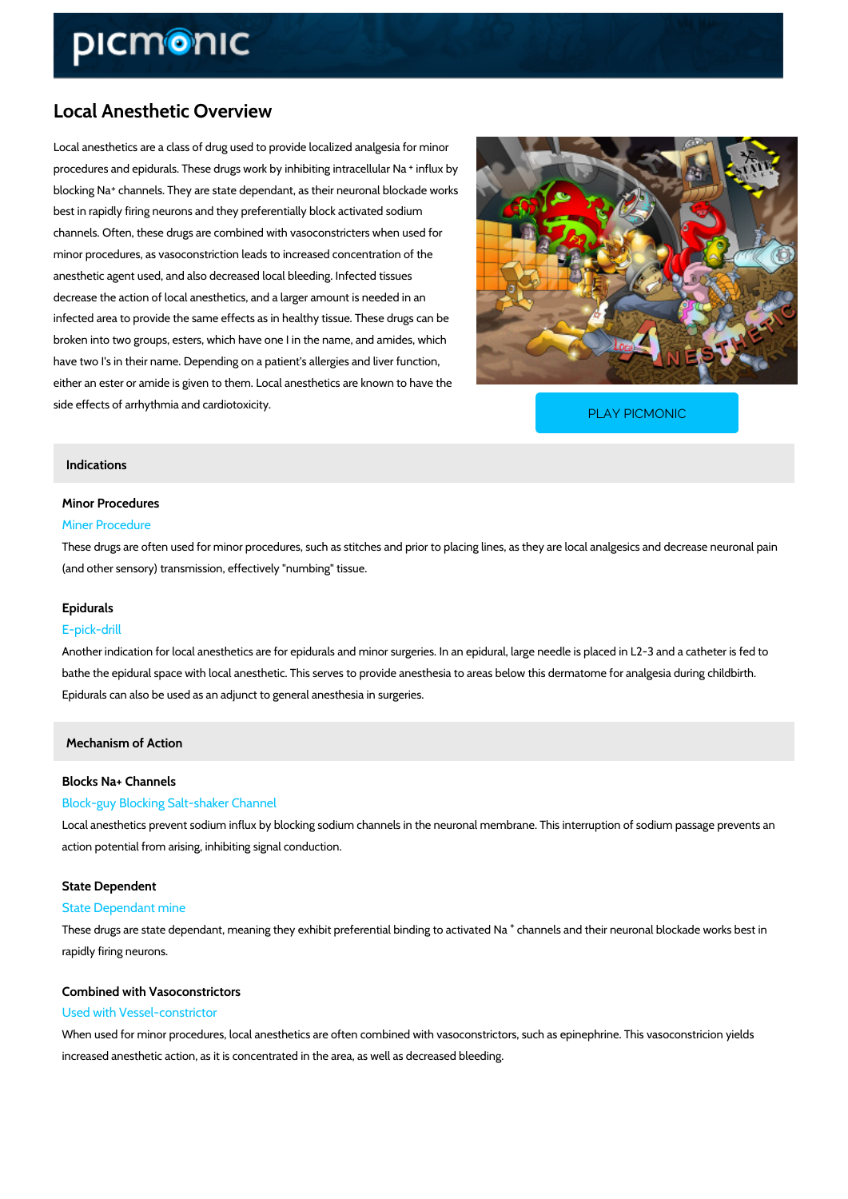# Local Anesthetic Overview

Local anesthetics are a class of drug used to provide localized analgesia for minor procedures and epidurals. These drugs work by inhibiting intracellular $Na^+$ influx by blocking $Na^+$ channels. They are state dependant, as their neuronal blockade works best in rapidly firing neurons and they preferentially block activated sodium channels. Often, these drugs are combined with vasoconstricters when used for minor procedures, as vasoconstriction leads to increased concentration of the anesthetic agent used, and also decreased local bleeding. Infected tissues decrease the action of local anesthetics, and a larger amount is needed in an infected area to provide the same effects as in healthy tissue. These drugs can be broken into two groups, esters, which have one I in the name, and amides, which have two I's in their name. Depending on a patient's allergies and liver function, either an ester or amide is given to them. Local anesthetics are known to have the side effects of arrhythmia and cardiotoxicity.

PLAY PICMONIC

## Indications

### Minor Procedures

Miner Procedure

These drugs are often used for minor procedures, such as stitches and prior to placing lines, as they are local analgesics and decrease neuronal pain (and other sensory) transmission, effectively "numbing" tissue.

### Epidurals

E-pick-drill

Another indication for local anesthetics are for epidurals and minor surgeries. In an epidural, large needle is placed in L2-3 and a catheter is fed to bathe the epidural space with local anesthetic. This serves to provide anesthesia to areas below this dermatome for analgesia during childbirth. Epidurals can also be used as an adjunct to general anesthesia in surgeries.

## Mechanism of Action

### Blocks Na+ Channels

Block-guy Blocking Salt-shaker Channel

Local anesthetics prevent sodium influx by blocking sodium channels in the neuronal membrane. This interruption of sodium passage prevents an action potential from arising, inhibiting signal conduction.

### State Dependent

State Dependant mine

These drugs are state dependant, meaning they exhibit preferential binding to activated $Na^+$ channels and their neuronal blockade works best in rapidly firing neurons.

### Combined with Vasoconstrictors

Used with Vessel-constrictor

When used for minor procedures, local anesthetics are often combined with vasoconstrictors, such as epinephrine. This vasoconstricion yields increased anesthetic action, as it is concentrated in the area, as well as decreased bleeding.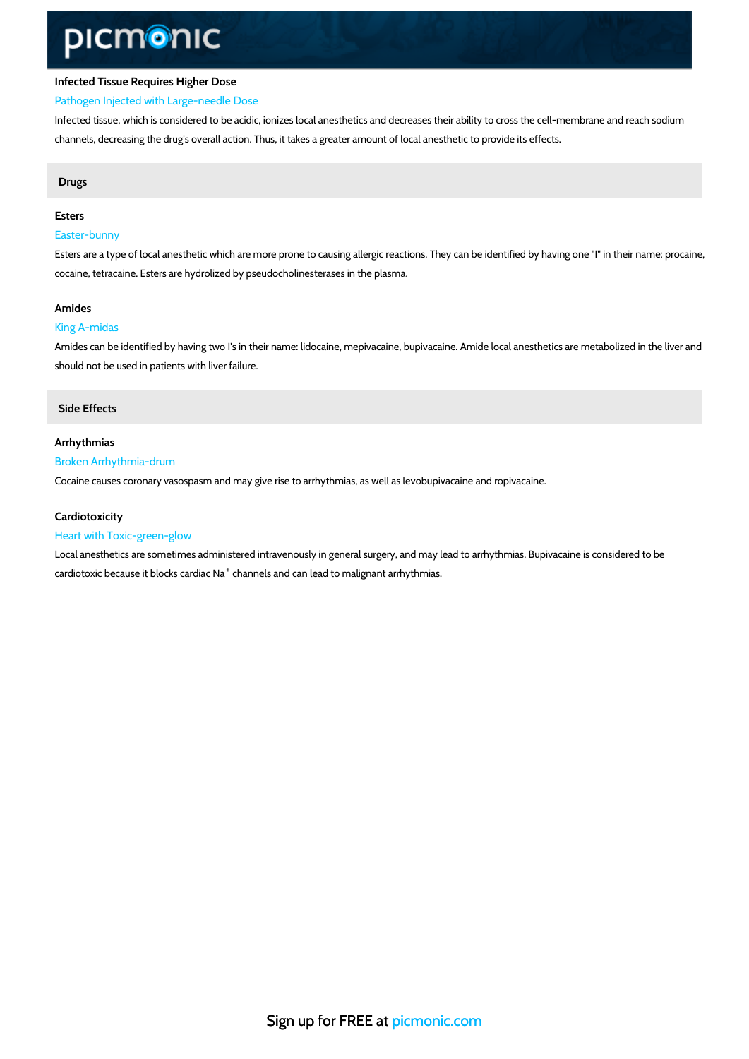### Infected Tissue Requires Higher Dose

Pathogen Injected with Large-needle Dose

Infected tissue, which is considered to be acidic, ionizes local anesthetics and decreases their ability to cross the cell-membrane and reach sodium channels, decreasing the drug's overall action. Thus, it takes a greater amount of local anesthetic to provide its effects.

## Drugs

### Esters

Easter-bunny

Esters are a type of local anesthetic which are more prone to causing allergic reactions. They can be identified by having one "I" in their name: procaine, cocaine, tetracaine. Esters are hydrolized by pseudocholinesterases in the plasma.

### Amides

King A-midas

Amides can be identified by having two I's in their name: lidocaine, mepivacaine, bupivacaine. Amide local anesthetics are metabolized in the liver and should not be used in patients with liver failure.

## Side Effects

### Arrhythmias

Broken Arrhythmia-drum

Cocaine causes coronary vasospasm and may give rise to arrhythmias, as well as levobupivacaine and ropivacaine.

### Cardiotoxicity

Heart with Toxic-green-glow

Local anesthetics are sometimes administered intravenously in general surgery, and may lead to arrhythmias. Bupivacaine is considered to be cardiotoxic because it blocks cardiac $Na^+$ channels and can lead to malignant arrhythmias.